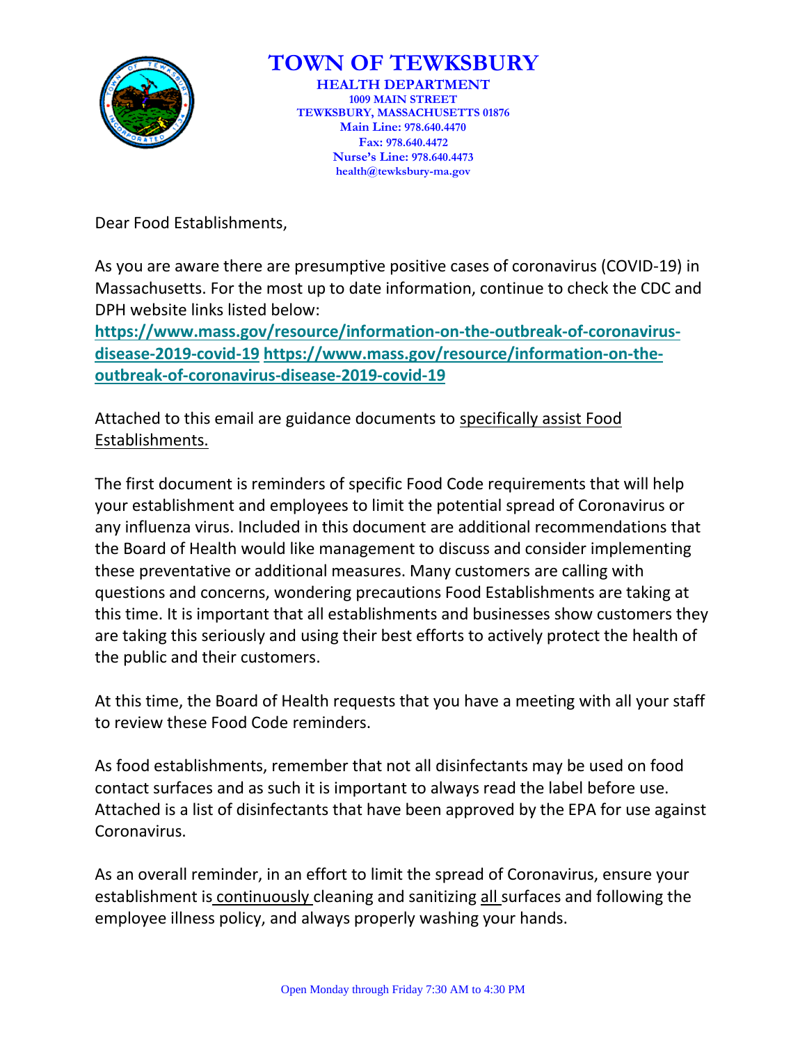# TOWN OF TEWKSBURY

**HEALTH DEPARTMENT**
**1009 MAIN STREET**
**TEWKSBURY, MASSACHUSETTS 01876**
**Main Line: 978.640.4470**
**Fax: 978.640.4472**
**Nurse's Line: 978.640.4473**
**health@tewksbury-ma.gov**

Dear Food Establishments,

As you are aware there are presumptive positive cases of coronavirus (COVID-19) in Massachusetts. For the most up to date information, continue to check the CDC and DPH website links listed below:
**https://www.mass.gov/resource/information-on-the-outbreak-of-coronavirus-disease-2019-covid-19** **https://www.mass.gov/resource/information-on-the-outbreak-of-coronavirus-disease-2019-covid-19**

Attached to this email are guidance documents to specifically assist Food Establishments.

The first document is reminders of specific Food Code requirements that will help your establishment and employees to limit the potential spread of Coronavirus or any influenza virus. Included in this document are additional recommendations that the Board of Health would like management to discuss and consider implementing these preventative or additional measures. Many customers are calling with questions and concerns, wondering precautions Food Establishments are taking at this time. It is important that all establishments and businesses show customers they are taking this seriously and using their best efforts to actively protect the health of the public and their customers.

At this time, the Board of Health requests that you have a meeting with all your staff to review these Food Code reminders.

As food establishments, remember that not all disinfectants may be used on food contact surfaces and as such it is important to always read the label before use. Attached is a list of disinfectants that have been approved by the EPA for use against Coronavirus.

As an overall reminder, in an effort to limit the spread of Coronavirus, ensure your establishment is continuously cleaning and sanitizing all surfaces and following the employee illness policy, and always properly washing your hands.

Open Monday through Friday 7:30 AM to 4:30 PM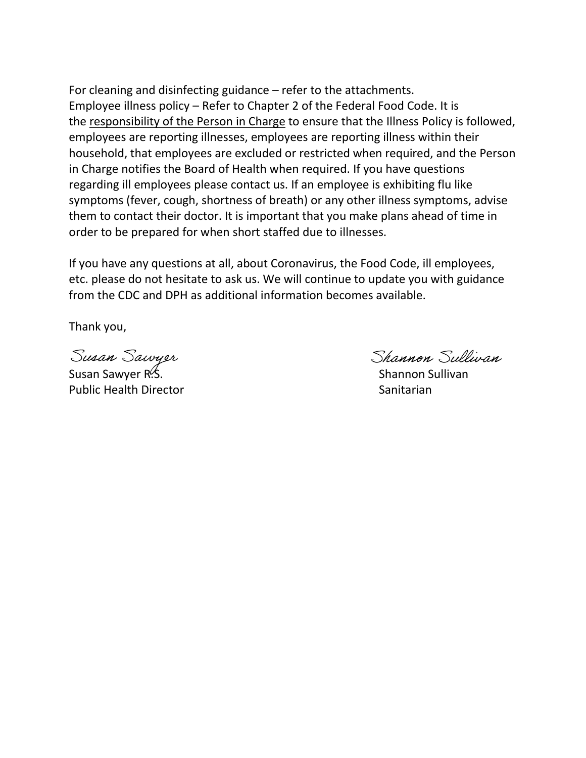For cleaning and disinfecting guidance – refer to the attachments.
Employee illness policy – Refer to Chapter 2 of the Federal Food Code. It is the <u>responsibility of the Person in Charge</u> to ensure that the Illness Policy is followed, employees are reporting illnesses, employees are reporting illness within their household, that employees are excluded or restricted when required, and the Person in Charge notifies the Board of Health when required. If you have questions regarding ill employees please contact us. If an employee is exhibiting flu like symptoms (fever, cough, shortness of breath) or any other illness symptoms, advise them to contact their doctor. It is important that you make plans ahead of time in order to be prepared for when short staffed due to illnesses.

If you have any questions at all, about Coronavirus, the Food Code, ill employees, etc. please do not hesitate to ask us. We will continue to update you with guidance from the CDC and DPH as additional information becomes available.

Thank you,

*Susan Sawyer*
Susan Sawyer R.S.
Public Health Director

*Shannon Sullivan*
Shannon Sullivan
Sanitarian